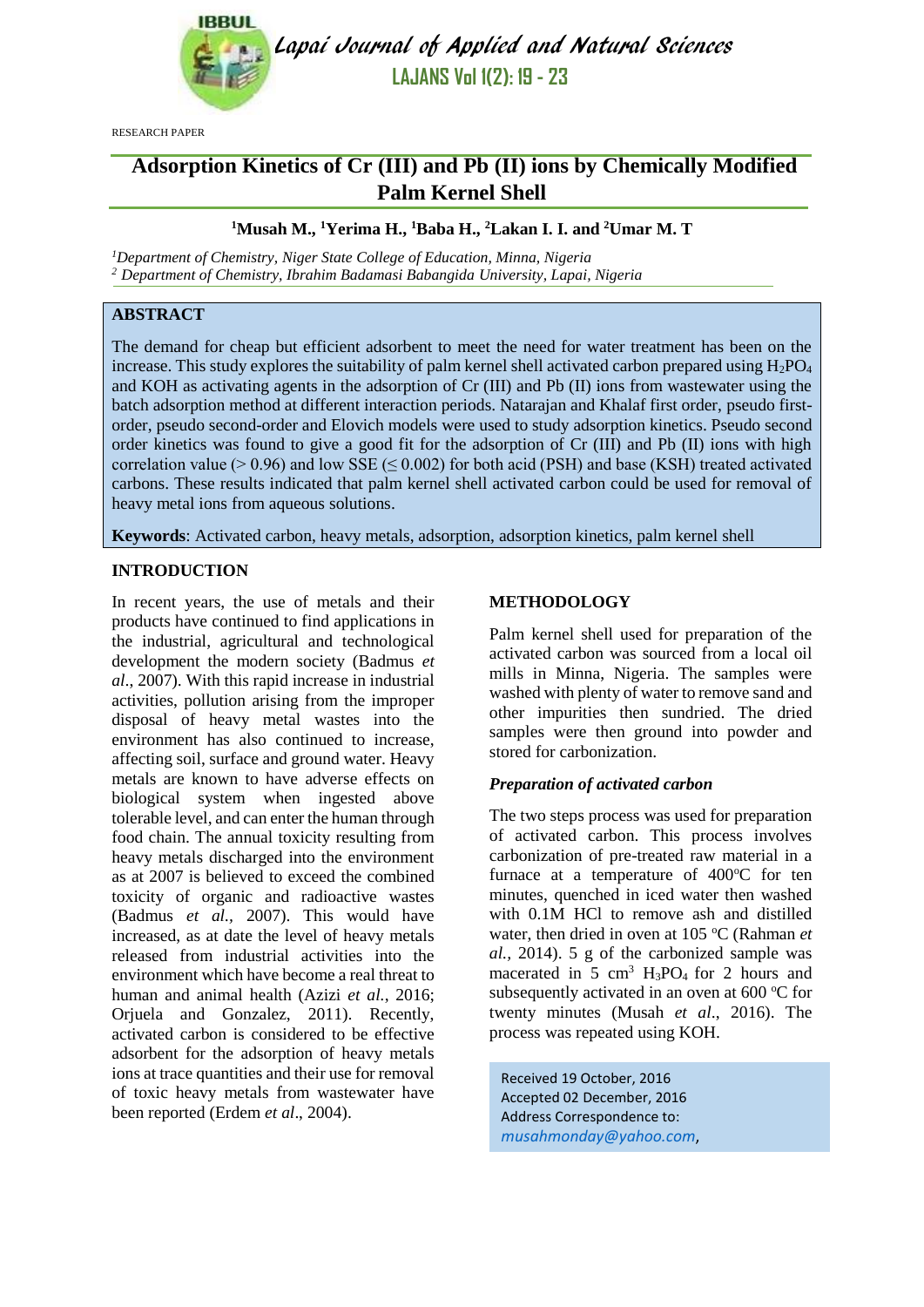RESEARCH PAPER

# Adsorption Kinetics of Cr (III) and Pb (II) ions by Chemically Modified Palm Kernel Shell

**[1]Musah M., [1]Yerima H., [1]Baba H., [2]Lakan I. I. and [2]Umar M. T**

*[1]Department of Chemistry, Niger State College of Education, Minna, Nigeria*
*[2] Department of Chemistry, Ibrahim Badamasi Babangida University, Lapai, Nigeria*

## ABSTRACT

The demand for cheap but efficient adsorbent to meet the need for water treatment has been on the increase. This study explores the suitability of palm kernel shell activated carbon prepared using $H_2PO_4$ and KOH as activating agents in the adsorption of Cr (III) and Pb (II) ions from wastewater using the batch adsorption method at different interaction periods. Natarajan and Khalaf first order, pseudo first-order, pseudo second-order and Elovich models were used to study adsorption kinetics. Pseudo second order kinetics was found to give a good fit for the adsorption of Cr (III) and Pb (II) ions with high correlation value (> 0.96) and low SSE (≤ 0.002) for both acid (PSH) and base (KSH) treated activated carbons. These results indicated that palm kernel shell activated carbon could be used for removal of heavy metal ions from aqueous solutions.

**Keywords**: Activated carbon, heavy metals, adsorption, adsorption kinetics, palm kernel shell

## INTRODUCTION

In recent years, the use of metals and their products have continued to find applications in the industrial, agricultural and technological development the modern society (Badmus *et al*., 2007). With this rapid increase in industrial activities, pollution arising from the improper disposal of heavy metal wastes into the environment has also continued to increase, affecting soil, surface and ground water. Heavy metals are known to have adverse effects on biological system when ingested above tolerable level, and can enter the human through food chain. The annual toxicity resulting from heavy metals discharged into the environment as at 2007 is believed to exceed the combined toxicity of organic and radioactive wastes (Badmus *et al.,* 2007). This would have increased, as at date the level of heavy metals released from industrial activities into the environment which have become a real threat to human and animal health (Azizi *et al.*, 2016; Orjuela and Gonzalez, 2011). Recently, activated carbon is considered to be effective adsorbent for the adsorption of heavy metals ions at trace quantities and their use for removal of toxic heavy metals from wastewater have been reported (Erdem *et al*., 2004).

## METHODOLOGY

Palm kernel shell used for preparation of the activated carbon was sourced from a local oil mills in Minna, Nigeria. The samples were washed with plenty of water to remove sand and other impurities then sundried. The dried samples were then ground into powder and stored for carbonization.

### *Preparation of activated carbon*

The two steps process was used for preparation of activated carbon. This process involves carbonization of pre-treated raw material in a furnace at a temperature of 400°C for ten minutes, quenched in iced water then washed with 0.1M HCl to remove ash and distilled water, then dried in oven at 105 °C (Rahman *et al.*, 2014). 5 g of the carbonized sample was macerated in 5 $cm^3$ $H_3PO_4$ for 2 hours and subsequently activated in an oven at 600 °C for twenty minutes (Musah *et al*., 2016). The process was repeated using KOH.

Received 19 October, 2016
Accepted 02 December, 2016
Address Correspondence to:
*musahmonday@yahoo.com*,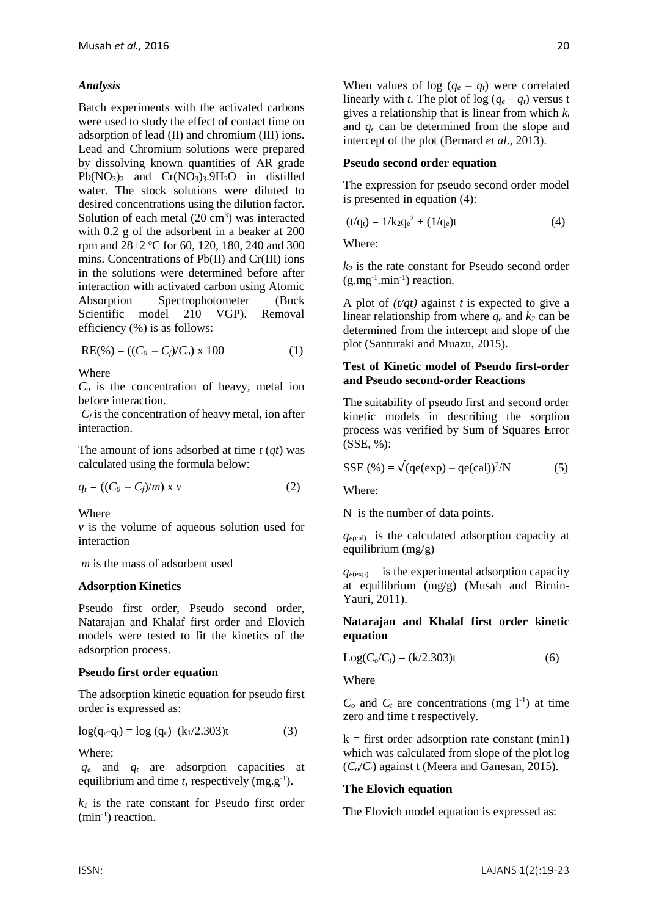### *Analysis*

Batch experiments with the activated carbons were used to study the effect of contact time on adsorption of lead (II) and chromium (III) ions. Lead and Chromium solutions were prepared by dissolving known quantities of AR grade $Pb(NO_3)_2$ and $Cr(NO_3)_3.9H_2O$ in distilled water. The stock solutions were diluted to desired concentrations using the dilution factor. Solution of each metal (20 $cm^3$) was interacted with 0.2 g of the adsorbent in a beaker at 200 rpm and 28±2 $^oC$ for 60, 120, 180, 240 and 300 mins. Concentrations of Pb(II) and Cr(III) ions in the solutions were determined before after interaction with activated carbon using Atomic Absorption Spectrophotometer (Buck Scientific model 210 VGP). Removal efficiency (%) is as follows:

$$RE(\%) = ((C_0 - C_f)/C_o) \times 100 \quad (1)$$

Where

$C_o$ is the concentration of heavy, metal ion before interaction.

$C_f$ is the concentration of heavy metal, ion after interaction.

The amount of ions adsorbed at time $t$ ($qt$) was calculated using the formula below:

$$q_t = ((C_0 - C_f)/m) \times v \quad (2)$$

Where

$v$ is the volume of aqueous solution used for interaction

$m$ is the mass of adsorbent used

### Adsorption Kinetics

Pseudo first order, Pseudo second order, Natarajan and Khalaf first order and Elovich models were tested to fit the kinetics of the adsorption process.

### Pseudo first order equation

The adsorption kinetic equation for pseudo first order is expressed as:

$$\log(q_e - q_t) = \log(q_e) - (k_1/2.303)t \quad (3)$$

Where:

$q_e$ and $q_t$ are adsorption capacities at equilibrium and time $t$, respectively ($mg.g^{-1}$).

$k_1$ is the rate constant for Pseudo first order ($min^{-1}$) reaction.

When values of log ($q_e$ – $q_t$) were correlated linearly with $t$. The plot of log ($q_e$ – $q_t$) versus t gives a relationship that is linear from which $k_t$ and $q_e$ can be determined from the slope and intercept of the plot (Bernard *et al*., 2013).

### Pseudo second order equation

The expression for pseudo second order model is presented in equation (4):

$$(t/q_t) = 1/k_2q_e^2 + (1/q_e)t \quad (4)$$

Where:

$k_2$ is the rate constant for Pseudo second order ($g.mg^{-1}.min^{-1}$) reaction.

A plot of *(t/qt)* against *t* is expected to give a linear relationship from where $q_e$ and $k_2$ can be determined from the intercept and slope of the plot (Santuraki and Muazu, 2015).

### Test of Kinetic model of Pseudo first-order and Pseudo second-order Reactions

The suitability of pseudo first and second order kinetic models in describing the sorption process was verified by Sum of Squares Error (SSE, %):

$$SSE(\%) = \sqrt{(qe(exp) - qe(cal))^2/N} \quad (5)$$

Where:

N is the number of data points.

$q_{e(cal)}$ is the calculated adsorption capacity at equilibrium (mg/g)

$q_{e(exp)}$ is the experimental adsorption capacity at equilibrium (mg/g) (Musah and Birnin-Yauri, 2011).

### Natarajan and Khalaf first order kinetic equation

$$Log(C_o/C_t) = (k/2.303)t \quad (6)$$

Where

$C_o$ and $C_t$ are concentrations ($mg\ l^{-1}$) at time zero and time t respectively.

k = first order adsorption rate constant (min1) which was calculated from slope of the plot log ($C_o/C_t$) against t (Meera and Ganesan, 2015).

### The Elovich equation

The Elovich model equation is expressed as: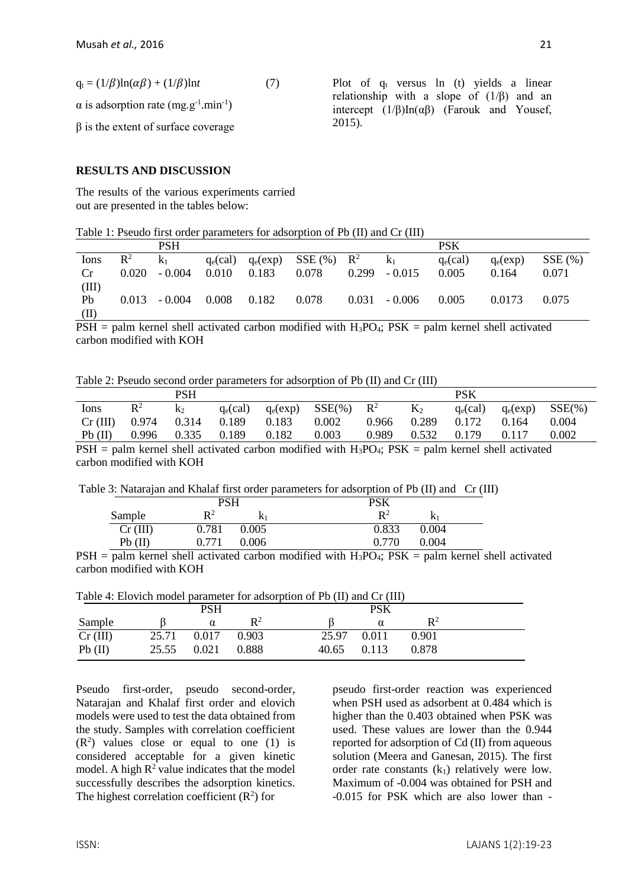$$q_t = (1/\beta)\ln(\alpha\beta) + (1/\beta)\ln t \qquad (7)$$

$\alpha$ is adsorption rate ($mg.g^{-1}.min^{-1}$)

$\beta$ is the extent of surface coverage

Plot of $q_t$ versus ln (t) yields a linear relationship with a slope of ($1/\beta$) and an intercept ($1/\beta$)In($\alpha\beta$) (Farouk and Yousef, 2015).

## RESULTS AND DISCUSSION

The results of the various experiments carried out are presented in the tables below:

Table 1: Pseudo first order parameters for adsorption of Pb (II) and Cr (III)

| | PSH | | | | | PSK | | | | |
|---|---|---|---|---|---|---|---|---|---|---|
| Ions | $R^2$ | $k_1$ | $q_e$(cal) | $q_e$(exp) | SSE (%) | $R^2$ | $k_1$ | $q_e$(cal) | $q_e$(exp) | SSE (%) |
| Cr (III) | 0.020 | - 0.004 | 0.010 | 0.183 | 0.078 | 0.299 | - 0.015 | 0.005 | 0.164 | 0.071 |
| Pb (II) | 0.013 | - 0.004 | 0.008 | 0.182 | 0.078 | 0.031 | - 0.006 | 0.005 | 0.0173 | 0.075 |

PSH = palm kernel shell activated carbon modified with $H_3PO_4$; PSK = palm kernel shell activated carbon modified with KOH

Table 2: Pseudo second order parameters for adsorption of Pb (II) and Cr (III)

| | PSH | | | | | PSK | | | | |
|---|---|---|---|---|---|---|---|---|---|---|
| Ions | $R^2$ | $k_2$ | $q_e$(cal) | $q_e$(exp) | SSE(%) | $R^2$ | $K_2$ | $q_e$(cal) | $q_e$(exp) | SSE(%) |
| Cr (III) | 0.974 | 0.314 | 0.189 | 0.183 | 0.002 | 0.966 | 0.289 | 0.172 | 0.164 | 0.004 |
| Pb (II) | 0.996 | 0.335 | 0.189 | 0.182 | 0.003 | 0.989 | 0.532 | 0.179 | 0.117 | 0.002 |

PSH = palm kernel shell activated carbon modified with $H_3PO_4$; PSK = palm kernel shell activated carbon modified with KOH

Table 3: Natarajan and Khalaf first order parameters for adsorption of Pb (II) and Cr (III)

| | PSH | | PSK | |
|---|---|---|---|---|
| Sample | $R^2$ | $k_1$ | $R^2$ | $k_1$ |
| Cr (III) | 0.781 | 0.005 | 0.833 | 0.004 |
| Pb (II) | 0.771 | 0.006 | 0.770 | 0.004 |

PSH = palm kernel shell activated carbon modified with $H_3PO_4$; PSK = palm kernel shell activated carbon modified with KOH

Table 4: Elovich model parameter for adsorption of Pb (II) and Cr (III)

| | PSH | | | PSK | | |
|---|---|---|---|---|---|---|
| Sample | $\beta$ | $\alpha$ | $R^2$ | $\beta$ | $\alpha$ | $R^2$ |
| Cr (III) | 25.71 | 0.017 | 0.903 | 25.97 | 0.011 | 0.901 |
| Pb (II) | 25.55 | 0.021 | 0.888 | 40.65 | 0.113 | 0.878 |

Pseudo first-order, pseudo second-order, Natarajan and Khalaf first order and elovich models were used to test the data obtained from the study. Samples with correlation coefficient ($R^2$) values close or equal to one (1) is considered acceptable for a given kinetic model. A high $R^2$ value indicates that the model successfully describes the adsorption kinetics. The highest correlation coefficient ($R^2$) for pseudo first-order reaction was experienced when PSH used as adsorbent at 0.484 which is higher than the 0.403 obtained when PSK was used. These values are lower than the 0.944 reported for adsorption of Cd (II) from aqueous solution (Meera and Ganesan, 2015). The first order rate constants ($k_1$) relatively were low. Maximum of -0.004 was obtained for PSH and -0.015 for PSK which are also lower than -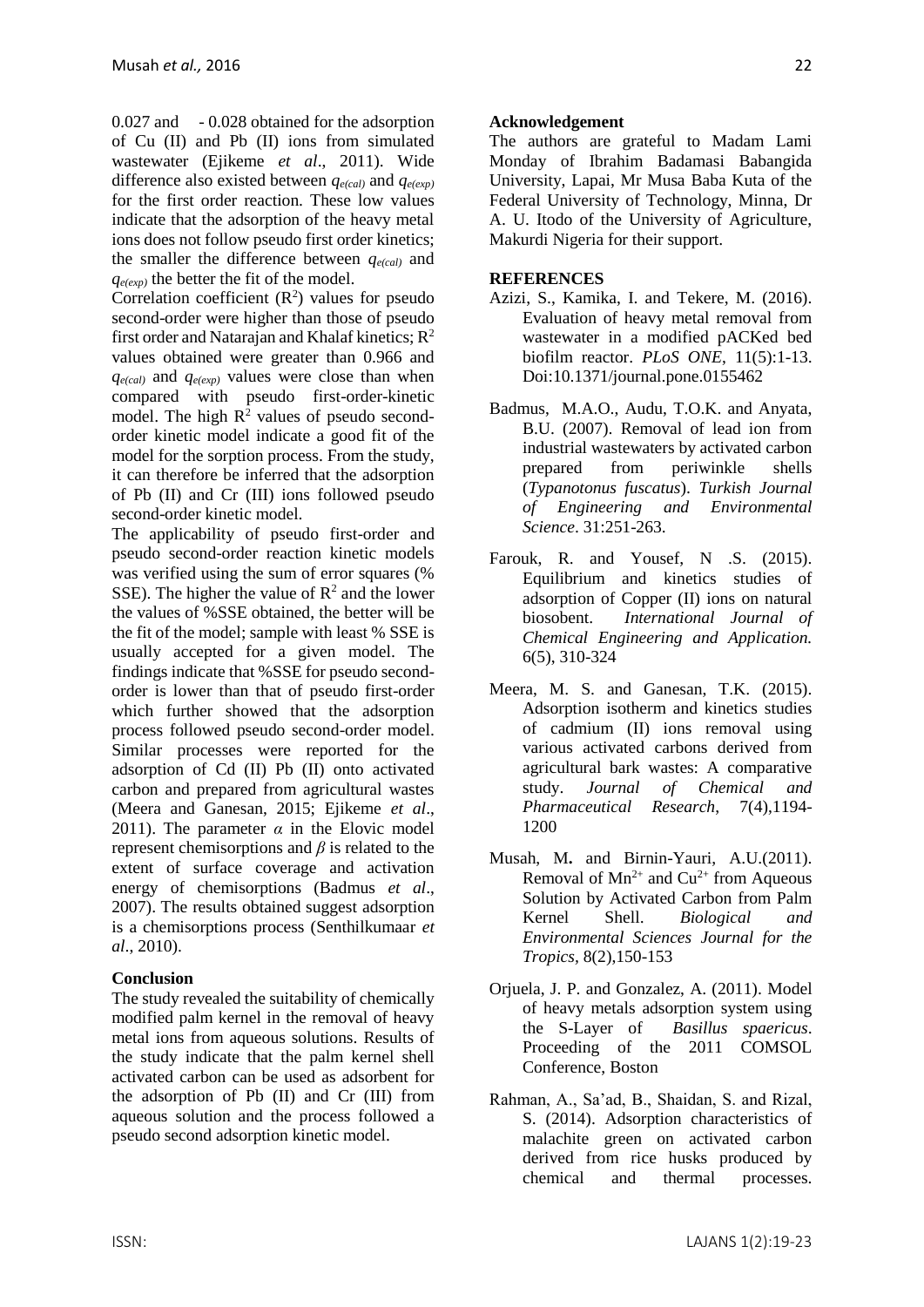0.027 and - 0.028 obtained for the adsorption of Cu (II) and Pb (II) ions from simulated wastewater (Ejikeme *et al*., 2011). Wide difference also existed between $q_{e(cal)}$ and $q_{e(exp)}$ for the first order reaction. These low values indicate that the adsorption of the heavy metal ions does not follow pseudo first order kinetics; the smaller the difference between $q_{e(cal)}$ and $q_{e(exp)}$ the better the fit of the model.

Correlation coefficient ($R^2$) values for pseudo second-order were higher than those of pseudo first order and Natarajan and Khalaf kinetics; $R^2$ values obtained were greater than 0.966 and $q_{e(cal)}$ and $q_{e(exp)}$ values were close than when compared with pseudo first-order-kinetic model. The high $R^2$ values of pseudo second-order kinetic model indicate a good fit of the model for the sorption process. From the study, it can therefore be inferred that the adsorption of Pb (II) and Cr (III) ions followed pseudo second-order kinetic model.

The applicability of pseudo first-order and pseudo second-order reaction kinetic models was verified using the sum of error squares (% SSE). The higher the value of $R^2$ and the lower the values of %SSE obtained, the better will be the fit of the model; sample with least % SSE is usually accepted for a given model. The findings indicate that %SSE for pseudo second-order is lower than that of pseudo first-order which further showed that the adsorption process followed pseudo second-order model. Similar processes were reported for the adsorption of Cd (II) Pb (II) onto activated carbon and prepared from agricultural wastes (Meera and Ganesan, 2015; Ejikeme *et al*., 2011). The parameter $\alpha$ in the Elovic model represent chemisorptions and $\beta$ is related to the extent of surface coverage and activation energy of chemisorptions (Badmus *et al*., 2007). The results obtained suggest adsorption is a chemisorptions process (Senthilkumaar *et al*., 2010).

## Conclusion

The study revealed the suitability of chemically modified palm kernel in the removal of heavy metal ions from aqueous solutions. Results of the study indicate that the palm kernel shell activated carbon can be used as adsorbent for the adsorption of Pb (II) and Cr (III) from aqueous solution and the process followed a pseudo second adsorption kinetic model.

## Acknowledgement

The authors are grateful to Madam Lami Monday of Ibrahim Badamasi Babangida University, Lapai, Mr Musa Baba Kuta of the Federal University of Technology, Minna, Dr A. U. Itodo of the University of Agriculture, Makurdi Nigeria for their support.

## REFERENCES

Azizi, S., Kamika, I. and Tekere, M. (2016). Evaluation of heavy metal removal from wastewater in a modified pACKed bed biofilm reactor. *PLoS ONE*, 11(5):1-13. Doi:10.1371/journal.pone.0155462

Badmus, M.A.O., Audu, T.O.K. and Anyata, B.U. (2007). Removal of lead ion from industrial wastewaters by activated carbon prepared from periwinkle shells (*Typanotonus fuscatus*). *Turkish Journal of Engineering and Environmental Science*. 31:251-263.

Farouk, R. and Yousef, N .S. (2015). Equilibrium and kinetics studies of adsorption of Copper (II) ions on natural biosobent. *International Journal of Chemical Engineering and Application.* 6(5), 310-324

Meera, M. S. and Ganesan, T.K. (2015). Adsorption isotherm and kinetics studies of cadmium (II) ions removal using various activated carbons derived from agricultural bark wastes: A comparative study. *Journal of Chemical and Pharmaceutical Research*, 7(4),1194-1200

Musah, M**.** and Birnin-Yauri, A.U.(2011). Removal of $Mn^{2+}$ and $Cu^{2+}$ from Aqueous Solution by Activated Carbon from Palm Kernel Shell. *Biological and Environmental Sciences Journal for the Tropics*, 8(2),150-153

Orjuela, J. P. and Gonzalez, A. (2011). Model of heavy metals adsorption system using the S-Layer of *Basillus spaericus*. Proceeding of the 2011 COMSOL Conference, Boston

Rahman, A., Sa'ad, B., Shaidan, S. and Rizal, S. (2014). Adsorption characteristics of malachite green on activated carbon derived from rice husks produced by chemical and thermal processes.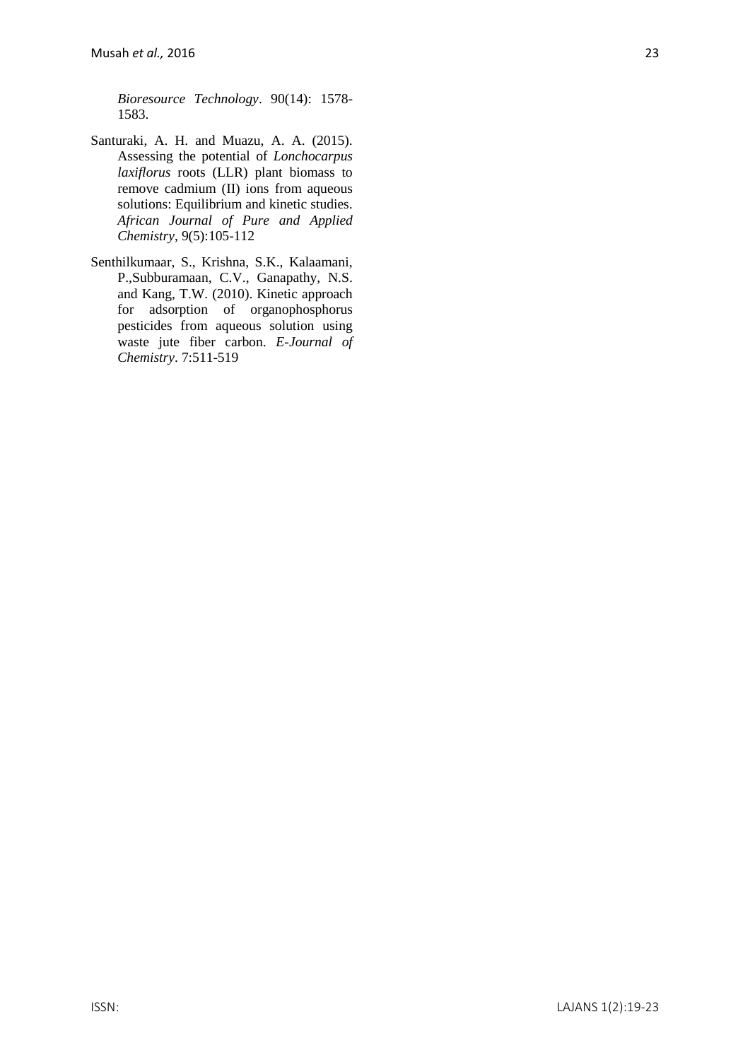*Bioresource Technology*. 90(14): 1578-1583.

Santuraki, A. H. and Muazu, A. A. (2015). Assessing the potential of *Lonchocarpus laxiflorus* roots (LLR) plant biomass to remove cadmium (II) ions from aqueous solutions: Equilibrium and kinetic studies. *African Journal of Pure and Applied Chemistry*, 9(5):105-112

Senthilkumaar, S., Krishna, S.K., Kalaamani, P.,Subburamaan, C.V., Ganapathy, N.S. and Kang, T.W. (2010). Kinetic approach for adsorption of organophosphorus pesticides from aqueous solution using waste jute fiber carbon. *E-Journal of Chemistry*. 7:511-519